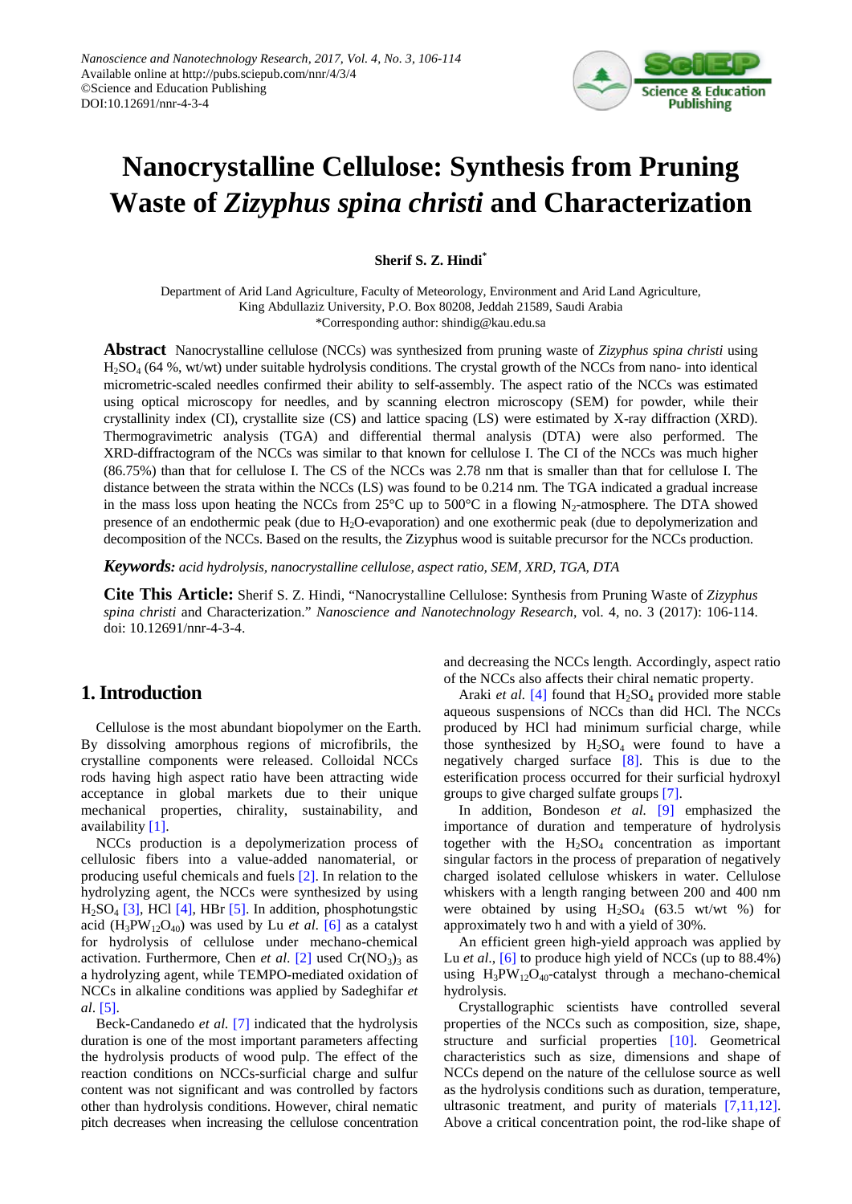Nanoscience and Nanotechnology Research, 2017, Vol. 4, No. 3, 106-114
Available online at http://pubs.sciepub.com/nnr/4/3/4
©Science and Education Publishing
DOI:10.12691/nnr-4-3-4

# Nanocrystalline Cellulose: Synthesis from Pruning Waste of *Zizyphus spina christi* and Characterization

**Sherif S. Z. Hindi***

Department of Arid Land Agriculture, Faculty of Meteorology, Environment and Arid Land Agriculture, King Abdullaziz University, P.O. Box 80208, Jeddah 21589, Saudi Arabia
*Corresponding author: shindig@kau.edu.sa

**Abstract** Nanocrystalline cellulose (NCCs) was synthesized from pruning waste of *Zizyphus spina christi* using $H_2SO_4$ (64 %, wt/wt) under suitable hydrolysis conditions. The crystal growth of the NCCs from nano- into identical micrometric-scaled needles confirmed their ability to self-assembly. The aspect ratio of the NCCs was estimated using optical microscopy for needles, and by scanning electron microscopy (SEM) for powder, while their crystallinity index (CI), crystallite size (CS) and lattice spacing (LS) were estimated by X-ray diffraction (XRD). Thermogravimetric analysis (TGA) and differential thermal analysis (DTA) were also performed. The XRD-diffractogram of the NCCs was similar to that known for cellulose I. The CI of the NCCs was much higher (86.75%) than that for cellulose I. The CS of the NCCs was 2.78 nm that is smaller than that for cellulose I. The distance between the strata within the NCCs (LS) was found to be 0.214 nm. The TGA indicated a gradual increase in the mass loss upon heating the NCCs from 25°C up to 500°C in a flowing $N_2$-atmosphere. The DTA showed presence of an endothermic peak (due to $H_2O$-evaporation) and one exothermic peak (due to depolymerization and decomposition of the NCCs. Based on the results, the Zizyphus wood is suitable precursor for the NCCs production.

***Keywords:*** *acid hydrolysis, nanocrystalline cellulose, aspect ratio, SEM, XRD, TGA, DTA*

**Cite This Article:** Sherif S. Z. Hindi, "Nanocrystalline Cellulose: Synthesis from Pruning Waste of *Zizyphus spina christi* and Characterization." *Nanoscience and Nanotechnology Research*, vol. 4, no. 3 (2017): 106-114. doi: 10.12691/nnr-4-3-4.

## 1. Introduction

Cellulose is the most abundant biopolymer on the Earth. By dissolving amorphous regions of microfibrils, the crystalline components were released. Colloidal NCCs rods having high aspect ratio have been attracting wide acceptance in global markets due to their unique mechanical properties, chirality, sustainability, and availability [1].

NCCs production is a depolymerization process of cellulosic fibers into a value-added nanomaterial, or producing useful chemicals and fuels [2]. In relation to the hydrolyzing agent, the NCCs were synthesized by using $H_2SO_4$ [3], HCl [4], HBr [5]. In addition, phosphotungstic acid ($H_3PW_{12}O_{40}$) was used by Lu *et al.* [6] as a catalyst for hydrolysis of cellulose under mechano-chemical activation. Furthermore, Chen *et al.* [2] used $Cr(NO_3)_3$ as a hydrolyzing agent, while TEMPO-mediated oxidation of NCCs in alkaline conditions was applied by Sadeghifar *et al*. [5].

Beck-Candanedo *et al.* [7] indicated that the hydrolysis duration is one of the most important parameters affecting the hydrolysis products of wood pulp. The effect of the reaction conditions on NCCs-surficial charge and sulfur content was not significant and was controlled by factors other than hydrolysis conditions. However, chiral nematic pitch decreases when increasing the cellulose concentration and decreasing the NCCs length. Accordingly, aspect ratio of the NCCs also affects their chiral nematic property.

Araki *et al.* [4] found that $H_2SO_4$ provided more stable aqueous suspensions of NCCs than did HCl. The NCCs produced by HCl had minimum surficial charge, while those synthesized by $H_2SO_4$ were found to have a negatively charged surface [8]. This is due to the esterification process occurred for their surficial hydroxyl groups to give charged sulfate groups [7].

In addition, Bondeson *et al.* [9] emphasized the importance of duration and temperature of hydrolysis together with the $H_2SO_4$ concentration as important singular factors in the process of preparation of negatively charged isolated cellulose whiskers in water. Cellulose whiskers with a length ranging between 200 and 400 nm were obtained by using $H_2SO_4$ (63.5 wt/wt %) for approximately two h and with a yield of 30%.

An efficient green high-yield approach was applied by Lu *et al.*, [6] to produce high yield of NCCs (up to 88.4%) using $H_3PW_{12}O_{40}$-catalyst through a mechano-chemical hydrolysis.

Crystallographic scientists have controlled several properties of the NCCs such as composition, size, shape, structure and surficial properties [10]. Geometrical characteristics such as size, dimensions and shape of NCCs depend on the nature of the cellulose source as well as the hydrolysis conditions such as duration, temperature, ultrasonic treatment, and purity of materials [7,11,12]. Above a critical concentration point, the rod-like shape of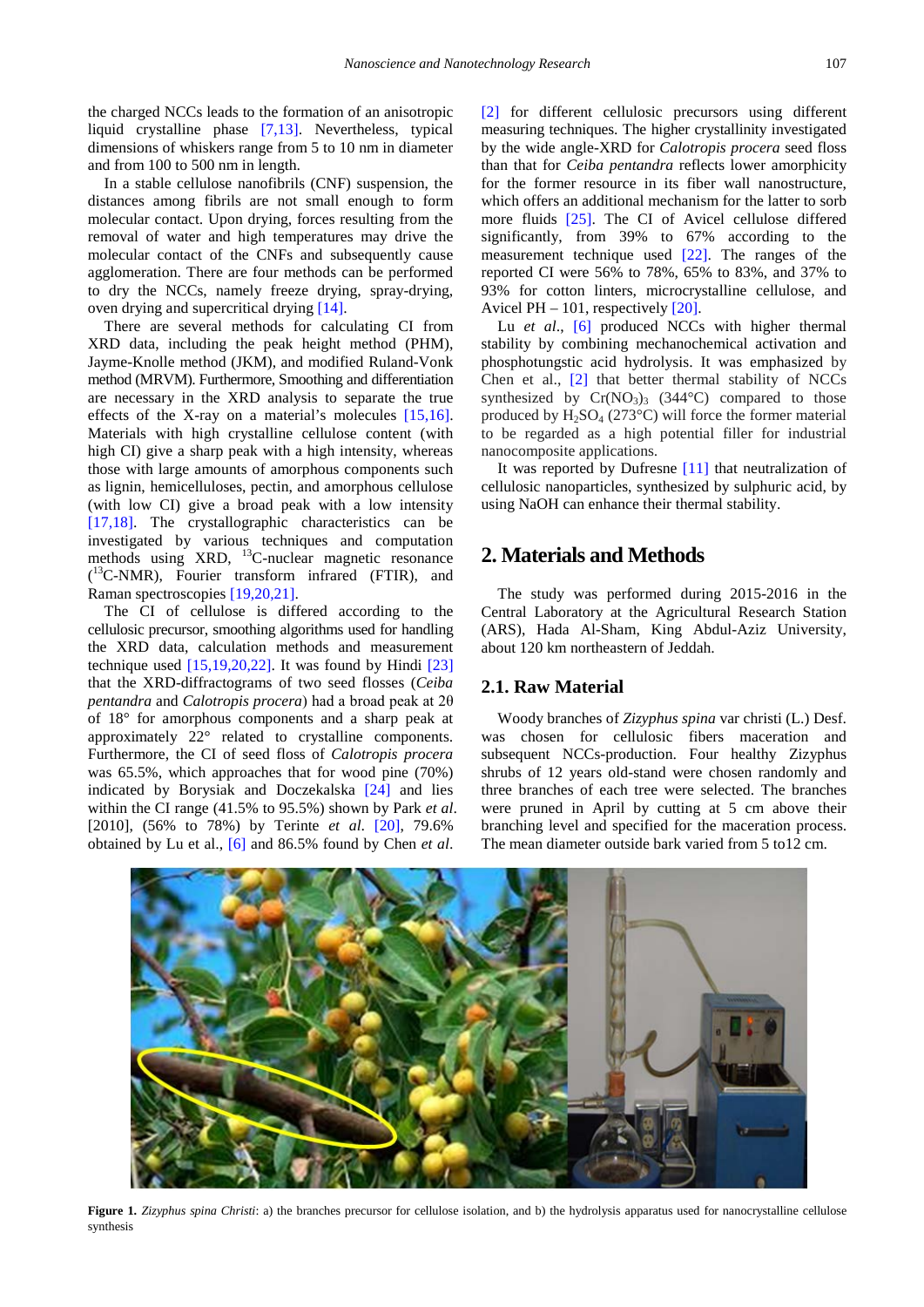the charged NCCs leads to the formation of an anisotropic liquid crystalline phase [7,13]. Nevertheless, typical dimensions of whiskers range from 5 to 10 nm in diameter and from 100 to 500 nm in length.

In a stable cellulose nanofibrils (CNF) suspension, the distances among fibrils are not small enough to form molecular contact. Upon drying, forces resulting from the removal of water and high temperatures may drive the molecular contact of the CNFs and subsequently cause agglomeration. There are four methods can be performed to dry the NCCs, namely freeze drying, spray-drying, oven drying and supercritical drying [14].

There are several methods for calculating CI from XRD data, including the peak height method (PHM), Jayme-Knolle method (JKM), and modified Ruland-Vonk method (MRVM). Furthermore, Smoothing and differentiation are necessary in the XRD analysis to separate the true effects of the X-ray on a material's molecules [15,16]. Materials with high crystalline cellulose content (with high CI) give a sharp peak with a high intensity, whereas those with large amounts of amorphous components such as lignin, hemicelluloses, pectin, and amorphous cellulose (with low CI) give a broad peak with a low intensity [17,18]. The crystallographic characteristics can be investigated by various techniques and computation methods using XRD, $^{13}$C-nuclear magnetic resonance ($^{13}$C-NMR), Fourier transform infrared (FTIR), and Raman spectroscopies [19,20,21].

The CI of cellulose is differed according to the cellulosic precursor, smoothing algorithms used for handling the XRD data, calculation methods and measurement technique used [15,19,20,22]. It was found by Hindi [23] that the XRD-diffractograms of two seed flosses (*Ceiba pentandra* and *Calotropis procera*) had a broad peak at 2θ of 18° for amorphous components and a sharp peak at approximately 22° related to crystalline components. Furthermore, the CI of seed floss of *Calotropis procera* was 65.5%, which approaches that for wood pine (70%) indicated by Borysiak and Doczekalska [24] and lies within the CI range (41.5% to 95.5%) shown by Park *et al*. [2010], (56% to 78%) by Terinte *et al*. [20], 79.6% obtained by Lu et al., [6] and 86.5% found by Chen *et al*. [2] for different cellulosic precursors using different measuring techniques. The higher crystallinity investigated by the wide angle-XRD for *Calotropis procera* seed floss than that for *Ceiba pentandra* reflects lower amorphicity for the former resource in its fiber wall nanostructure, which offers an additional mechanism for the latter to sorb more fluids [25]. The CI of Avicel cellulose differed significantly, from 39% to 67% according to the measurement technique used [22]. The ranges of the reported CI were 56% to 78%, 65% to 83%, and 37% to 93% for cotton linters, microcrystalline cellulose, and Avicel PH – 101, respectively [20].

Lu *et al*., [6] produced NCCs with higher thermal stability by combining mechanochemical activation and phosphotungstic acid hydrolysis. It was emphasized by Chen et al., [2] that better thermal stability of NCCs synthesized by $Cr(NO_3)_3$ (344°C) compared to those produced by $H_2SO_4$ (273°C) will force the former material to be regarded as a high potential filler for industrial nanocomposite applications.

It was reported by Dufresne [11] that neutralization of cellulosic nanoparticles, synthesized by sulphuric acid, by using NaOH can enhance their thermal stability.

## 2. Materials and Methods

The study was performed during 2015-2016 in the Central Laboratory at the Agricultural Research Station (ARS), Hada Al-Sham, King Abdul-Aziz University, about 120 km northeastern of Jeddah.

### 2.1. Raw Material

Woody branches of *Zizyphus spina* var christi (L.) Desf. was chosen for cellulosic fibers maceration and subsequent NCCs-production. Four healthy Zizyphus shrubs of 12 years old-stand were chosen randomly and three branches of each tree were selected. The branches were pruned in April by cutting at 5 cm above their branching level and specified for the maceration process. The mean diameter outside bark varied from 5 to12 cm.

**Figure 1.** *Zizyphus spina Christi*: a) the branches precursor for cellulose isolation, and b) the hydrolysis apparatus used for nanocrystalline cellulose synthesis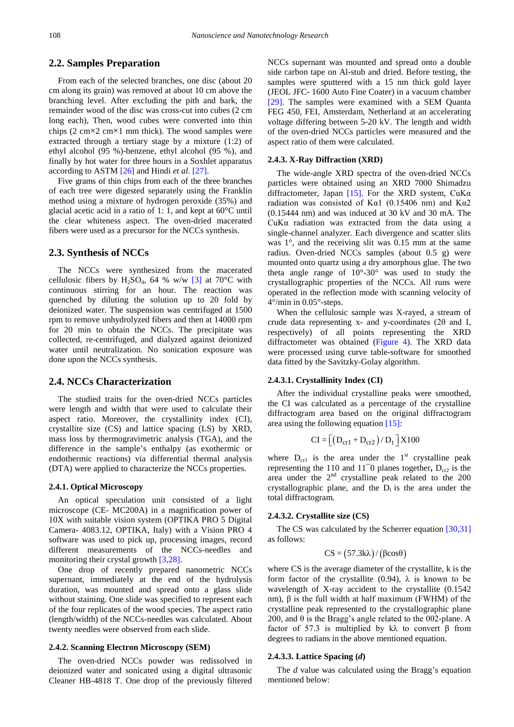### 2.2. Samples Preparation

From each of the selected branches, one disc (about 20 cm along its grain) was removed at about 10 cm above the branching level. After excluding the pith and bark, the remainder wood of the disc was cross-cut into cubes (2 cm long each), Then, wood cubes were converted into thin chips (2 cm×2 cm×1 mm thick). The wood samples were extracted through a tertiary stage by a mixture (1:2) of ethyl alcohol (95 %)-benzene, ethyl alcohol (95 %), and finally by hot water for three hours in a Soxhlet apparatus according to ASTM [26] and Hindi *et al*. [27].

Five grams of thin chips from each of the three branches of each tree were digested separately using the Franklin method using a mixture of hydrogen peroxide (35%) and glacial acetic acid in a ratio of 1: 1, and kept at 60°C until the clear whiteness aspect. The oven-dried macerated fibers were used as a precursor for the NCCs synthesis.

### 2.3. Synthesis of NCCs

The NCCs were synthesized from the macerated cellulosic fibers by $H_2SO_4$, 64 % w/w [3] at 70°C with continuous stirring for an hour. The reaction was quenched by diluting the solution up to 20 fold by deionized water. The suspension was centrifuged at 1500 rpm to remove unhydrolyzed fibers and then at 14000 rpm for 20 min to obtain the NCCs. The precipitate was collected, re-centrifuged, and dialyzed against deionized water until neutralization. No sonication exposure was done upon the NCCs synthesis.

### 2.4. NCCs Characterization

The studied traits for the oven-dried NCCs particles were length and width that were used to calculate their aspect ratio. Moreover, the crystallinity index (CI), crystallite size (CS) and lattice spacing (LS) by XRD, mass loss by thermogravimetric analysis (TGA), and the difference in the sample's enthalpy (as exothermic or endothermic reactions) via differential thermal analysis (DTA) were applied to characterize the NCCs properties.

#### 2.4.1. Optical Microscopy

An optical speculation unit consisted of a light microscope (CE- MC200A) in a magnification power of 10X with suitable vision system (OPTIKA PRO 5 Digital Camera- 4083.12, OPTIKA, Italy) with a Vision PRO 4 software was used to pick up, processing images, record different measurements of the NCCs-needles and monitoring their crystal growth [3,28].

One drop of recently prepared nanometric NCCs supernant, immediately at the end of the hydrolysis duration, was mounted and spread onto a glass slide without staining. One slide was specified to represent each of the four replicates of the wood species. The aspect ratio (length/width) of the NCCs-needles was calculated. About twenty needles were observed from each slide.

#### 2.4.2. Scanning Electron Microscopy (SEM)

The oven-dried NCCs powder was redissolved in deionized water and sonicated using a digital ultrasonic Cleaner HB-4818 T. One drop of the previously filtered NCCs supernant was mounted and spread onto a double side carbon tape on Al-stub and dried. Before testing, the samples were sputtered with a 15 nm thick gold layer (JEOL JFC- 1600 Auto Fine Coater) in a vacuum chamber [29]. The samples were examined with a SEM Quanta FEG 450, FEI, Amsterdam, Netherland at an accelerating voltage differing between 5-20 kV. The length and width of the oven-dried NCCs particles were measured and the aspect ratio of them were calculated.

#### 2.4.3. X-Ray Diffraction (XRD)

The wide-angle XRD spectra of the oven-dried NCCs particles were obtained using an XRD 7000 Shimadzu diffractometer, Japan [15]. For the XRD system, CuKα radiation was consisted of Kα1 (0.15406 nm) and Kα2 (0.15444 nm) and was induced at 30 kV and 30 mA. The CuKα radiation was extracted from the data using a single-channel analyzer. Each divergence and scatter slits was 1°, and the receiving slit was 0.15 mm at the same radius. Oven-dried NCCs samples (about 0.5 g) were mounted onto quartz using a dry amorphous glue. The two theta angle range of 10°-30° was used to study the crystallographic properties of the NCCs. All runs were operated in the reflection mode with scanning velocity of 4°/min in 0.05°-steps.

When the cellulosic sample was X-rayed, a stream of crude data representing x- and y-coordinates (2θ and I, respectively) of all points representing the XRD diffractometer was obtained (Figure 4). The XRD data were processed using curve table-software for smoothed data fitted by the Savitzky-Golay algorithm.

##### 2.4.3.1. Crystallinity Index (CI)

After the individual crystalline peaks were smoothed, the CI was calculated as a percentage of the crystalline diffractogram area based on the original diffractogram area using the following equation [15]:

$$CI = \left[\left(D_{cr1} + D_{cr2}\right) / D_t\right] X100$$

where $D_{cr1}$ is the area under the 1[st] crystalline peak representing the 110 and $1\bar{1}0$ planes together, $D_{cr2}$ is the area under the 2[nd] crystalline peak related to the 200 crystallographic plane, and the $D_t$ is the area under the total diffractogram.

##### 2.4.3.2. Crystallite size (CS)

The CS was calculated by the Scherrer equation [30,31] as follows:

$$CS = \left(57.3k\lambda\right) / \left(\beta \cos\theta\right)$$

where CS is the average diameter of the crystallite, k is the form factor of the crystallite (0.94), λ is known to be wavelength of X-ray accident to the crystallite (0.1542 nm), β is the full width at half maximum (FWHM) of the crystalline peak represented to the crystallographic plane 200, and θ is the Bragg's angle related to the 002-plane. A factor of 57.3 is multiplied by kλ to convert β from degrees to radians in the above mentioned equation.

##### 2.4.3.3. Lattice Spacing (*d*)

The *d* value was calculated using the Bragg's equation mentioned below: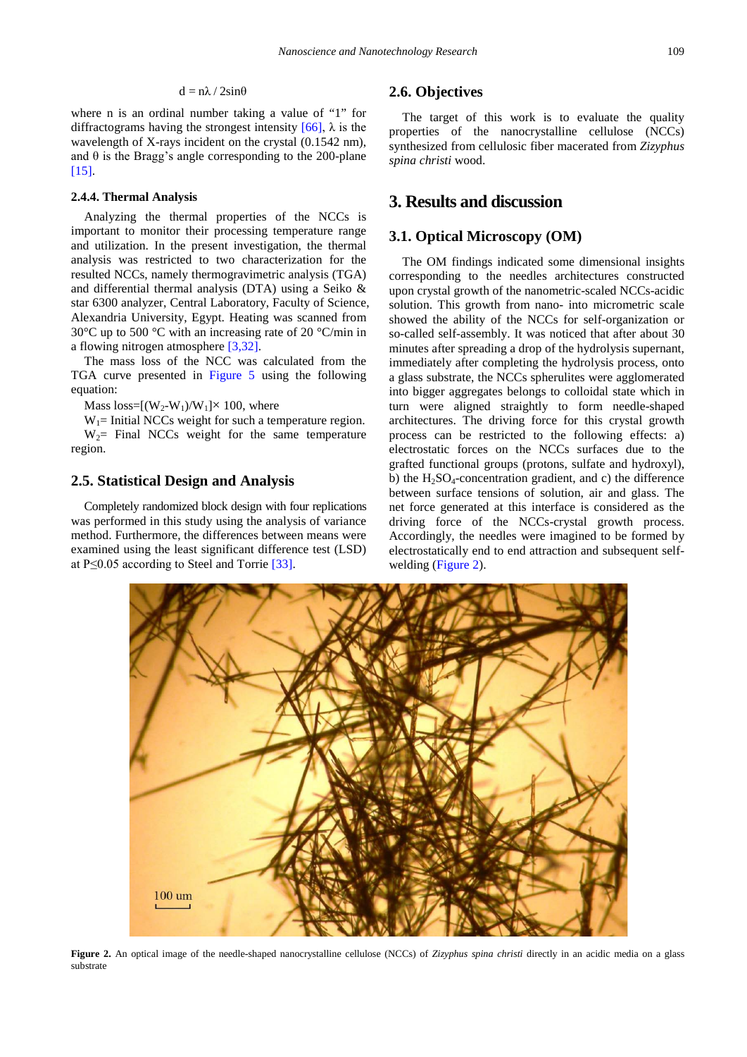$$d = n\lambda / 2\sin\theta$$

where n is an ordinal number taking a value of "1" for diffractograms having the strongest intensity [66], λ is the wavelength of X-rays incident on the crystal (0.1542 nm), and θ is the Bragg's angle corresponding to the 200-plane [15].

#### 2.4.4. Thermal Analysis

Analyzing the thermal properties of the NCCs is important to monitor their processing temperature range and utilization. In the present investigation, the thermal analysis was restricted to two characterization for the resulted NCCs, namely thermogravimetric analysis (TGA) and differential thermal analysis (DTA) using a Seiko & star 6300 analyzer, Central Laboratory, Faculty of Science, Alexandria University, Egypt. Heating was scanned from 30°C up to 500 °C with an increasing rate of 20 °C/min in a flowing nitrogen atmosphere [3,32].

The mass loss of the NCC was calculated from the TGA curve presented in Figure 5 using the following equation:

Mass loss=$[(W_2-W_1)/W_1]\times 100$, where

$W_1$= Initial NCCs weight for such a temperature region.

$W_2$= Final NCCs weight for the same temperature region.

### 2.5. Statistical Design and Analysis

Completely randomized block design with four replications was performed in this study using the analysis of variance method. Furthermore, the differences between means were examined using the least significant difference test (LSD) at P≤0.05 according to Steel and Torrie [33].

### 2.6. Objectives

The target of this work is to evaluate the quality properties of the nanocrystalline cellulose (NCCs) synthesized from cellulosic fiber macerated from *Zizyphus spina christi* wood.

## 3. Results and discussion

### 3.1. Optical Microscopy (OM)

The OM findings indicated some dimensional insights corresponding to the needles architectures constructed upon crystal growth of the nanometric-scaled NCCs-acidic solution. This growth from nano- into micrometric scale showed the ability of the NCCs for self-organization or so-called self-assembly. It was noticed that after about 30 minutes after spreading a drop of the hydrolysis supernant, immediately after completing the hydrolysis process, onto a glass substrate, the NCCs spherulites were agglomerated into bigger aggregates belongs to colloidal state which in turn were aligned straightly to form needle-shaped architectures. The driving force for this crystal growth process can be restricted to the following effects: a) electrostatic forces on the NCCs surfaces due to the grafted functional groups (protons, sulfate and hydroxyl), b) the $H_2SO_4$-concentration gradient, and c) the difference between surface tensions of solution, air and glass. The net force generated at this interface is considered as the driving force of the NCCs-crystal growth process. Accordingly, the needles were imagined to be formed by electrostatically end to end attraction and subsequent self-welding (Figure 2).

**Figure 2.** An optical image of the needle-shaped nanocrystalline cellulose (NCCs) of *Zizyphus spina christi* directly in an acidic media on a glass substrate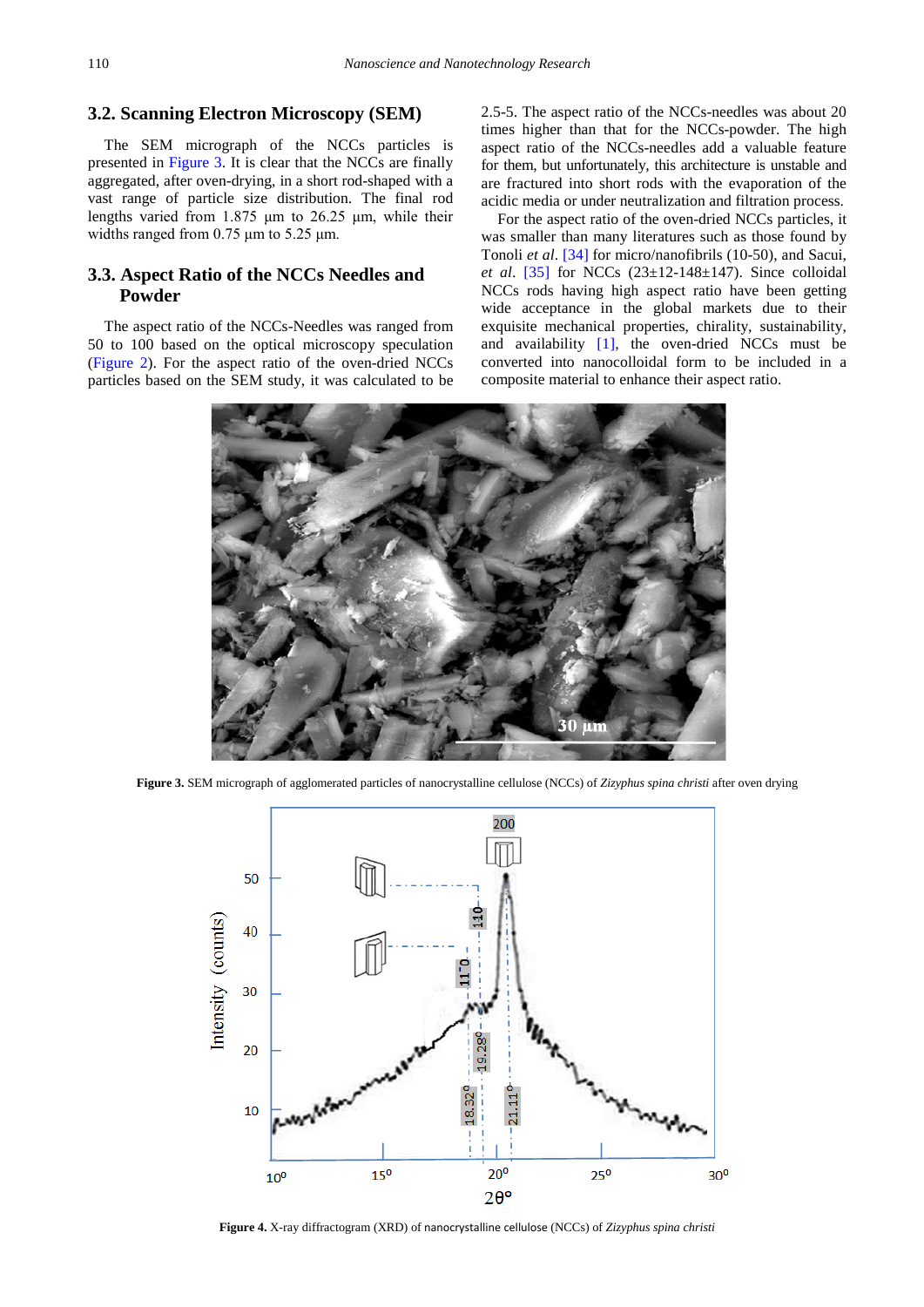### 3.2. Scanning Electron Microscopy (SEM)

The SEM micrograph of the NCCs particles is presented in Figure 3. It is clear that the NCCs are finally aggregated, after oven-drying, in a short rod-shaped with a vast range of particle size distribution. The final rod lengths varied from 1.875 µm to 26.25 µm, while their widths ranged from 0.75 µm to 5.25 µm.

### 3.3. Aspect Ratio of the NCCs Needles and Powder

The aspect ratio of the NCCs-Needles was ranged from 50 to 100 based on the optical microscopy speculation (Figure 2). For the aspect ratio of the oven-dried NCCs particles based on the SEM study, it was calculated to be 2.5-5. The aspect ratio of the NCCs-needles was about 20 times higher than that for the NCCs-powder. The high aspect ratio of the NCCs-needles add a valuable feature for them, but unfortunately, this architecture is unstable and are fractured into short rods with the evaporation of the acidic media or under neutralization and filtration process.

For the aspect ratio of the oven-dried NCCs particles, it was smaller than many literatures such as those found by Tonoli *et al*. [34] for micro/nanofibrils (10-50), and Sacui, *et al*. [35] for NCCs (23±12-148±147). Since colloidal NCCs rods having high aspect ratio have been getting wide acceptance in the global markets due to their exquisite mechanical properties, chirality, sustainability, and availability [1], the oven-dried NCCs must be converted into nanocolloidal form to be included in a composite material to enhance their aspect ratio.

**Figure 3.** SEM micrograph of agglomerated particles of nanocrystalline cellulose (NCCs) of *Zizyphus spina christi* after oven drying

**Figure 4.** X-ray diffractogram (XRD) of nanocrystalline cellulose (NCCs) of *Zizyphus spina christi*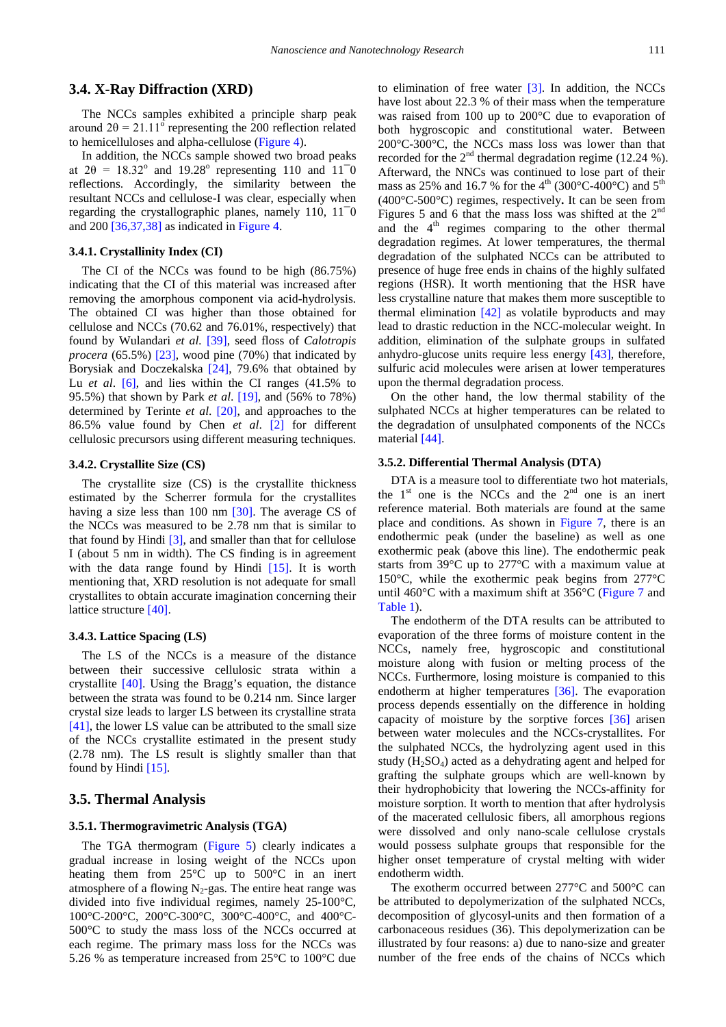### 3.4. X-Ray Diffraction (XRD)

The NCCs samples exhibited a principle sharp peak around $2\theta = 21.11^{o}$ representing the 200 reflection related to hemicelluloses and alpha-cellulose (Figure 4).

In addition, the NCCs sample showed two broad peaks at $2\theta = 18.32^{o}$ and $19.28^{o}$ representing 110 and $1\bar{1}0$ reflections. Accordingly, the similarity between the resultant NCCs and cellulose-I was clear, especially when regarding the crystallographic planes, namely 110, $1\bar{1}0$ and 200 [36,37,38] as indicated in Figure 4.

#### 3.4.1. Crystallinity Index (CI)

The CI of the NCCs was found to be high (86.75%) indicating that the CI of this material was increased after removing the amorphous component via acid-hydrolysis. The obtained CI was higher than those obtained for cellulose and NCCs (70.62 and 76.01%, respectively) that found by Wulandari *et al.* [39], seed floss of *Calotropis procera* (65.5%) [23], wood pine (70%) that indicated by Borysiak and Doczekalska [24], 79.6% that obtained by Lu *et al*. [6], and lies within the CI ranges (41.5% to 95.5%) that shown by Park *et al*. [19], and (56% to 78%) determined by Terinte *et al*. [20], and approaches to the 86.5% value found by Chen *et al*. [2] for different cellulosic precursors using different measuring techniques.

#### 3.4.2. Crystallite Size (CS)

The crystallite size (CS) is the crystallite thickness estimated by the Scherrer formula for the crystallites having a size less than 100 nm [30]. The average CS of the NCCs was measured to be 2.78 nm that is similar to that found by Hindi [3], and smaller than that for cellulose I (about 5 nm in width). The CS finding is in agreement with the data range found by Hindi [15]. It is worth mentioning that, XRD resolution is not adequate for small crystallites to obtain accurate imagination concerning their lattice structure [40].

#### 3.4.3. Lattice Spacing (LS)

The LS of the NCCs is a measure of the distance between their successive cellulosic strata within a crystallite [40]. Using the Bragg's equation, the distance between the strata was found to be 0.214 nm. Since larger crystal size leads to larger LS between its crystalline strata [41], the lower LS value can be attributed to the small size of the NCCs crystallite estimated in the present study (2.78 nm). The LS result is slightly smaller than that found by Hindi [15].

### 3.5. Thermal Analysis

#### 3.5.1. Thermogravimetric Analysis (TGA)

The TGA thermogram (Figure 5) clearly indicates a gradual increase in losing weight of the NCCs upon heating them from 25°C up to 500°C in an inert atmosphere of a flowing $N_2$-gas. The entire heat range was divided into five individual regimes, namely 25-100°C, 100°C-200°C, 200°C-300°C, 300°C-400°C, and 400°C-500°C to study the mass loss of the NCCs occurred at each regime. The primary mass loss for the NCCs was 5.26 % as temperature increased from 25°C to 100°C due to elimination of free water [3]. In addition, the NCCs have lost about 22.3 % of their mass when the temperature was raised from 100 up to 200°C due to evaporation of both hygroscopic and constitutional water. Between 200°C-300°C, the NCCs mass loss was lower than that recorded for the 2nd thermal degradation regime (12.24 %). Afterward, the NNCs was continued to lose part of their mass as 25% and 16.7 % for the 4th (300°C-400°C) and 5th (400°C-500°C) regimes, respectively**.** It can be seen from Figures 5 and 6 that the mass loss was shifted at the 2nd and the 4th regimes comparing to the other thermal degradation regimes. At lower temperatures, the thermal degradation of the sulphated NCCs can be attributed to presence of huge free ends in chains of the highly sulfated regions (HSR). It worth mentioning that the HSR have less crystalline nature that makes them more susceptible to thermal elimination [42] as volatile byproducts and may lead to drastic reduction in the NCC-molecular weight. In addition, elimination of the sulphate groups in sulfated anhydro-glucose units require less energy [43], therefore, sulfuric acid molecules were arisen at lower temperatures upon the thermal degradation process.

On the other hand, the low thermal stability of the sulphated NCCs at higher temperatures can be related to the degradation of unsulphated components of the NCCs material [44].

#### 3.5.2. Differential Thermal Analysis (DTA)

DTA is a measure tool to differentiate two hot materials, the 1st one is the NCCs and the 2nd one is an inert reference material. Both materials are found at the same place and conditions. As shown in Figure 7, there is an endothermic peak (under the baseline) as well as one exothermic peak (above this line). The endothermic peak starts from 39°C up to 277°C with a maximum value at 150°C, while the exothermic peak begins from 277°C until 460°C with a maximum shift at 356°C (Figure 7 and Table 1).

The endotherm of the DTA results can be attributed to evaporation of the three forms of moisture content in the NCCs, namely free, hygroscopic and constitutional moisture along with fusion or melting process of the NCCs. Furthermore, losing moisture is companied to this endotherm at higher temperatures [36]. The evaporation process depends essentially on the difference in holding capacity of moisture by the sorptive forces [36] arisen between water molecules and the NCCs-crystallites. For the sulphated NCCs, the hydrolyzing agent used in this study ($H_2SO_4$) acted as a dehydrating agent and helped for grafting the sulphate groups which are well-known by their hydrophobicity that lowering the NCCs-affinity for moisture sorption. It worth to mention that after hydrolysis of the macerated cellulosic fibers, all amorphous regions were dissolved and only nano-scale cellulose crystals would possess sulphate groups that responsible for the higher onset temperature of crystal melting with wider endotherm width.

The exotherm occurred between 277°C and 500°C can be attributed to depolymerization of the sulphated NCCs, decomposition of glycosyl-units and then formation of a carbonaceous residues (36). This depolymerization can be illustrated by four reasons: a) due to nano-size and greater number of the free ends of the chains of NCCs which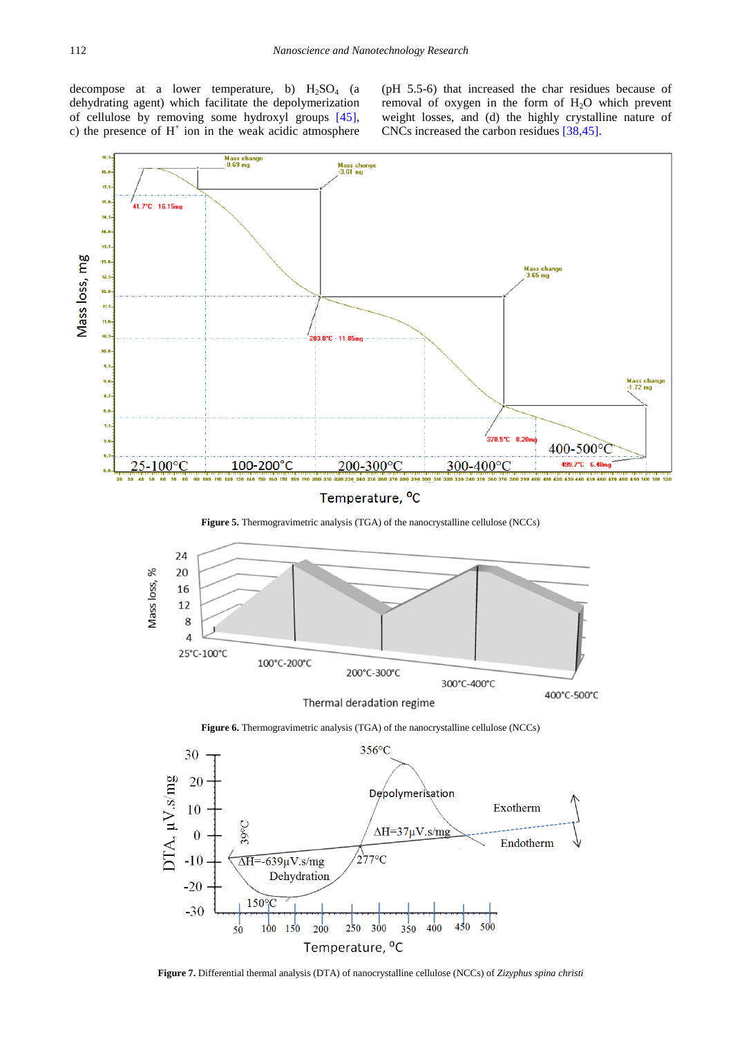decompose at a lower temperature, b) $H_2SO_4$ (a dehydrating agent) which facilitate the depolymerization of cellulose by removing some hydroxyl groups [45], c) the presence of $H^+$ ion in the weak acidic atmosphere (pH 5.5-6) that increased the char residues because of removal of oxygen in the form of $H_2O$ which prevent weight losses, and (d) the highly crystalline nature of CNCs increased the carbon residues [38,45].

**Figure 5.** Thermogravimetric analysis (TGA) of the nanocrystalline cellulose (NCCs)

**Figure 6.** Thermogravimetric analysis (TGA) of the nanocrystalline cellulose (NCCs)

**Figure 7.** Differential thermal analysis (DTA) of nanocrystalline cellulose (NCCs) of *Zizyphus spina christi*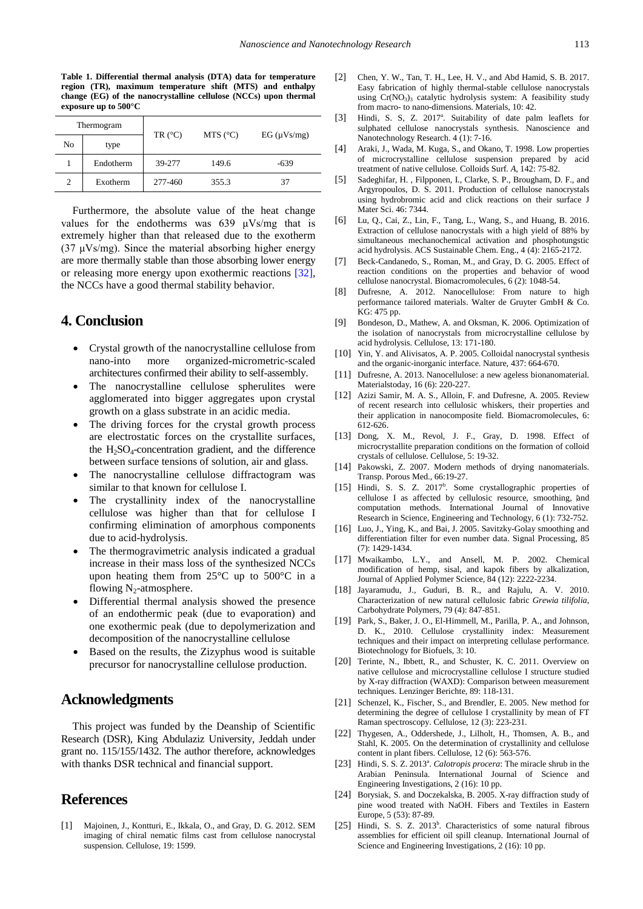**Table 1. Differential thermal analysis (DTA) data for temperature region (TR), maximum temperature shift (MTS) and enthalpy change (EG) of the nanocrystalline cellulose (NCCs) upon thermal exposure up to 500°C**

| Thermogram | | TR (°C) | MTS (°C) | EG (μVs/mg) |
|---|---|---|---|---|
| No | type | | | |
| 1 | Endotherm | 39-277 | 149.6 | -639 |
| 2 | Exotherm | 277-460 | 355.3 | 37 |

Furthermore, the absolute value of the heat change values for the endotherms was 639 μVs/mg that is extremely higher than that released due to the exotherm (37 μVs/mg). Since the material absorbing higher energy are more thermally stable than those absorbing lower energy or releasing more energy upon exothermic reactions [32], the NCCs have a good thermal stability behavior.

# 4. Conclusion

- Crystal growth of the nanocrystalline cellulose from nano-into more organized-micrometric-scaled architectures confirmed their ability to self-assembly.
- The nanocrystalline cellulose spherulites were agglomerated into bigger aggregates upon crystal growth on a glass substrate in an acidic media.
- The driving forces for the crystal growth process are electrostatic forces on the crystallite surfaces, the $H_2SO_4$-concentration gradient, and the difference between surface tensions of solution, air and glass.
- The nanocrystalline cellulose diffractogram was similar to that known for cellulose I.
- The crystallinity index of the nanocrystalline cellulose was higher than that for cellulose I confirming elimination of amorphous components due to acid-hydrolysis.
- The thermogravimetric analysis indicated a gradual increase in their mass loss of the synthesized NCCs upon heating them from 25°C up to 500°C in a flowing $N_2$-atmosphere.
- Differential thermal analysis showed the presence of an endothermic peak (due to evaporation) and one exothermic peak (due to depolymerization and decomposition of the nanocrystalline cellulose
- Based on the results, the Zizyphus wood is suitable precursor for nanocrystalline cellulose production.

# Acknowledgments

This project was funded by the Deanship of Scientific Research (DSR), King Abdulaziz University, Jeddah under grant no. 115/155/1432. The author therefore, acknowledges with thanks DSR technical and financial support.

# References

[1] Majoinen, J., Kontturi, E., Ikkala, O., and Gray, D. G. 2012. SEM imaging of chiral nematic films cast from cellulose nanocrystal suspension. Cellulose, 19: 1599.

[2] Chen, Y. W., Tan, T. H., Lee, H. V., and Abd Hamid, S. B. 2017. Easy fabrication of highly thermal-stable cellulose nanocrystals using $Cr(NO_3)_3$ catalytic hydrolysis system: A feasibility study from macro- to nano-dimensions. Materials, 10: 42.

[3] Hindi, S. S, Z. 2017[a]. Suitability of date palm leaflets for sulphated cellulose nanocrystals synthesis. Nanoscience and Nanotechnology Research. 4 (1): 7-16.

[4] Araki, J., Wada, M. Kuga, S., and Okano, T. 1998. Low properties of microcrystalline cellulose suspension prepared by acid treatment of native cellulose. Colloids Surf. *A*, 142: 75-82.

[5] Sadeghifar, H. , Filpponen, I., Clarke, S. P., Brougham, D. F., and Argyropoulos, D. S. 2011. Production of cellulose nanocrystals using hydrobromic acid and click reactions on their surface J Mater Sci. 46: 7344.

[6] Lu, Q., Cai, Z., Lin, F., Tang, L., Wang, S., and Huang, B. 2016. Extraction of cellulose nanocrystals with a high yield of 88% by simultaneous mechanochemical activation and phosphotungstic acid hydrolysis. ACS Sustainable Chem. Eng., 4 (4): 2165-2172.

[7] Beck-Candanedo, S., Roman, M., and Gray, D. G. 2005. Effect of reaction conditions on the properties and behavior of wood cellulose nanocrystal. Biomacromolecules, 6 (2): 1048-54.

[8] Dufresne, A. 2012. Nanocellulose: From nature to high performance tailored materials. Walter de Gruyter GmbH & Co. KG: 475 pp.

[9] Bondeson, D., Mathew, A. and Oksman, K. 2006. Optimization of the isolation of nanocrystals from microcrystalline cellulose by acid hydrolysis. Cellulose, 13: 171-180.

[10] Yin, Y. and Alivisatos, A. P. 2005. Colloidal nanocrystal synthesis and the organic-inorganic interface. Nature, 437: 664-670.

[11] Dufresne, A. 2013. Nanocellulose: a new ageless bionanomaterial. Materialstoday, 16 (6): 220-227.

[12] Azizi Samir, M. A. S., Alloin, F. and Dufresne, A. 2005. Review of recent research into cellulosic whiskers, their properties and their application in nanocomposite field. Biomacromolecules, 6: 612-626.

[13] Dong, X. M., Revol, J. F., Gray, D. 1998. Effect of microcrystallite preparation conditions on the formation of colloid crystals of cellulose. Cellulose, 5: 19-32.

[14] Pakowski, Z. 2007. Modern methods of drying nanomaterials. Transp. Porous Med., 66:19-27.

[15] Hindi, S. S. Z. 2017[b]. Some crystallographic properties of cellulose I as affected by cellulosic resource, smoothing, and computation methods. International Journal of Innovative Research in Science, Engineering and Technology, 6 (1): 732-752.

[16] Luo, J., Ying, K., and Bai, J. 2005. Savitzky-Golay smoothing and differentiation filter for even number data. Signal Processing, 85 (7): 1429-1434.

[17] Mwaikambo, L.Y., and Ansell, M. P. 2002. Chemical modification of hemp, sisal, and kapok fibers by alkalization, Journal of Applied Polymer Science, 84 (12): 2222-2234.

[18] Jayaramudu, J., Guduri, B. R., and Rajulu, A. V. 2010. Characterization of new natural cellulosic fabric *Grewia tilifolia*, Carbohydrate Polymers, 79 (4): 847-851.

[19] Park, S., Baker, J. O., El-Himmell, M., Parilla, P. A., and Johnson, D. K., 2010. Cellulose crystallinity index: Measurement techniques and their impact on interpreting cellulase performance. Biotechnology for Biofuels, 3: 10.

[20] Terinte, N., Ibbett, R., and Schuster, K. C. 2011. Overview on native cellulose and microcrystalline cellulose I structure studied by X-ray diffraction (WAXD): Comparison between measurement techniques. Lenzinger Berichte, 89: 118-131.

[21] Schenzel, K., Fischer, S., and Brendler, E. 2005. New method for determining the degree of cellulose I crystallinity by mean of FT Raman spectroscopy. Cellulose, 12 (3): 223-231.

[22] Thygesen, A., Oddershede, J., Lilholt, H., Thomsen, A. B., and Stahl, K. 2005. On the determination of crystallinity and cellulose content in plant fibers. Cellulose, 12 (6): 563-576.

[23] Hindi, S. S. Z. 2013[a]. *Calotropis procera*: The miracle shrub in the Arabian Peninsula. International Journal of Science and Engineering Investigations, 2 (16): 10 pp.

[24] Borysiak, S. and Doczekalska, B. 2005. X-ray diffraction study of pine wood treated with NaOH. Fibers and Textiles in Eastern Europe, 5 (53): 87-89.

[25] Hindi, S. S. Z. 2013[b]. Characteristics of some natural fibrous assemblies for efficient oil spill cleanup. International Journal of Science and Engineering Investigations, 2 (16): 10 pp.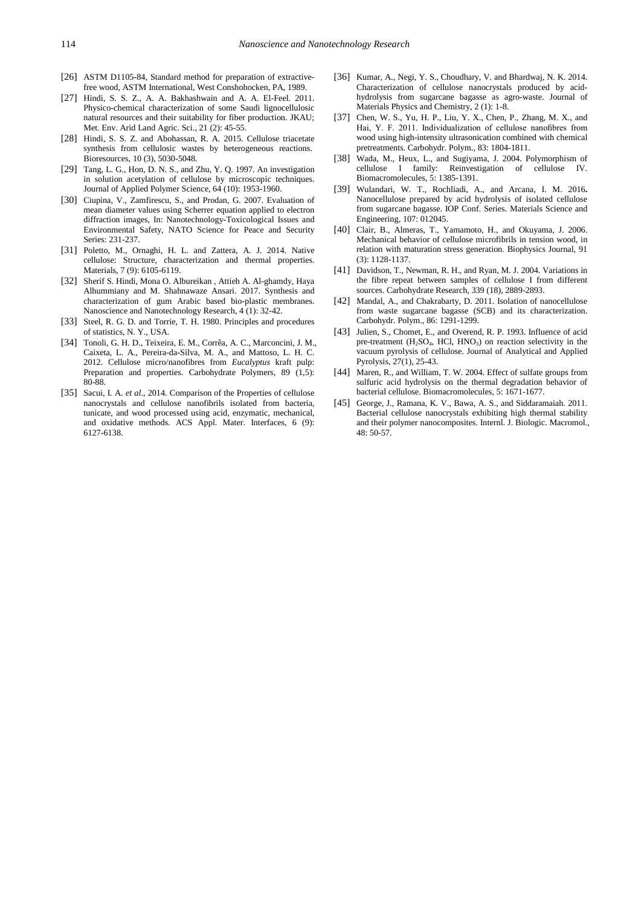[26] ASTM D1105-84, Standard method for preparation of extractive-free wood, ASTM International, West Conshohocken, PA, 1989.

[27] Hindi, S. S. Z., A. A. Bakhashwain and A. A. El-Feel. 2011. Physico-chemical characterization of some Saudi lignocellulosic natural resources and their suitability for fiber production. JKAU; Met. Env. Arid Land Agric. Sci., 21 (2): 45-55.

[28] Hindi, S. S. Z. and Abohassan, R. A. 2015. Cellulose triacetate synthesis from cellulosic wastes by heterogeneous reactions. Bioresources, 10 (3), 5030-5048.

[29] Tang, L. G., Hon, D. N. S., and Zhu, Y. Q. 1997. An investigation in solution acetylation of cellulose by microscopic techniques. Journal of Applied Polymer Science, 64 (10): 1953-1960.

[30] Ciupina, V., Zamfirescu, S., and Prodan, G. 2007. Evaluation of mean diameter values using Scherrer equation applied to electron diffraction images, In: Nanotechnology-Toxicological Issues and Environmental Safety, NATO Science for Peace and Security Series: 231-237.

[31] Poletto, M., Ornaghi, H. L. and Zattera, A. J. 2014. Native cellulose: Structure, characterization and thermal properties. Materials, 7 (9): 6105-6119.

[32] Sherif S. Hindi, Mona O. Albureikan , Attieh A. Al-ghamdy, Haya Alhummiany and M. Shahnawaze Ansari. 2017. Synthesis and characterization of gum Arabic based bio-plastic membranes. Nanoscience and Nanotechnology Research, 4 (1): 32-42.

[33] Steel, R. G. D. and Torrie, T. H. 1980. Principles and procedures of statistics, N. Y., USA.

[34] Tonoli, G. H. D., Teixeira, E. M., Corrêa, A. C., Marconcini, J. M., Caixeta, L. A., Pereira-da-Silva, M. A., and Mattoso, L. H. C. 2012. Cellulose micro/nanofibres from *Eucalyptus* kraft pulp: Preparation and properties. Carbohydrate Polymers, 89 (1,5): 80-88.

[35] Sacui, I. A. *et al*., 2014. Comparison of the Properties of cellulose nanocrystals and cellulose nanofibrils isolated from bacteria, tunicate, and wood processed using acid, enzymatic, mechanical, and oxidative methods. ACS Appl. Mater. Interfaces, 6 (9): 6127-6138.

[36] Kumar, A., Negi, Y. S., Choudhary, V. and Bhardwaj, N. K. 2014. Characterization of cellulose nanocrystals produced by acid-hydrolysis from sugarcane bagasse as agro-waste. Journal of Materials Physics and Chemistry, 2 (1): 1-8.

[37] Chen, W. S., Yu, H. P., Liu, Y. X., Chen, P., Zhang, M. X., and Hai, Y. F. 2011. Individualization of cellulose nanofibres from wood using high-intensity ultrasonication combined with chemical pretreatments. Carbohydr. Polym., 83: 1804-1811.

[38] Wada, M., Heux, L., and Sugiyama, J. 2004. Polymorphism of cellulose I family: Reinvestigation of cellulose IV. Biomacromolecules, 5: 1385-1391.

[39] Wulandari, W. T., Rochliadi, A., and Arcana, I. M. 2016**.** Nanocellulose prepared by acid hydrolysis of isolated cellulose from sugarcane bagasse. IOP Conf. Series. Materials Science and Engineering, 107: 012045.

[40] Clair, B., Almeras, T., Yamamoto, H., and Okuyama, J. 2006. Mechanical behavior of cellulose microfibrils in tension wood, in relation with maturation stress generation. Biophysics Journal, 91 (3): 1128-1137.

[41] Davidson, T., Newman, R. H., and Ryan, M. J. 2004. Variations in the fibre repeat between samples of cellulose I from different sources. Carbohydrate Research, 339 (18), 2889-2893.

[42] Mandal, A., and Chakrabarty, D. 2011. Isolation of nanocellulose from waste sugarcane bagasse (SCB) and its characterization. Carbohydr. Polym., 86: 1291-1299.

[43] Julien, S., Chomet, E., and Overend, R. P. 1993. Influence of acid pre-treatment ($H_2SO_4$, HCl, $HNO_3$) on reaction selectivity in the vacuum pyrolysis of cellulose. Journal of Analytical and Applied Pyrolysis, 27(1), 25-43.

[44] Maren, R., and William, T. W. 2004. Effect of sulfate groups from sulfuric acid hydrolysis on the thermal degradation behavior of bacterial cellulose. Biomacromolecules, 5: 1671-1677.

[45] George, J., Ramana, K. V., Bawa, A. S., and Siddaramaiah. 2011. Bacterial cellulose nanocrystals exhibiting high thermal stability and their polymer nanocomposites. Internl. J. Biologic. Macromol., 48: 50-57.